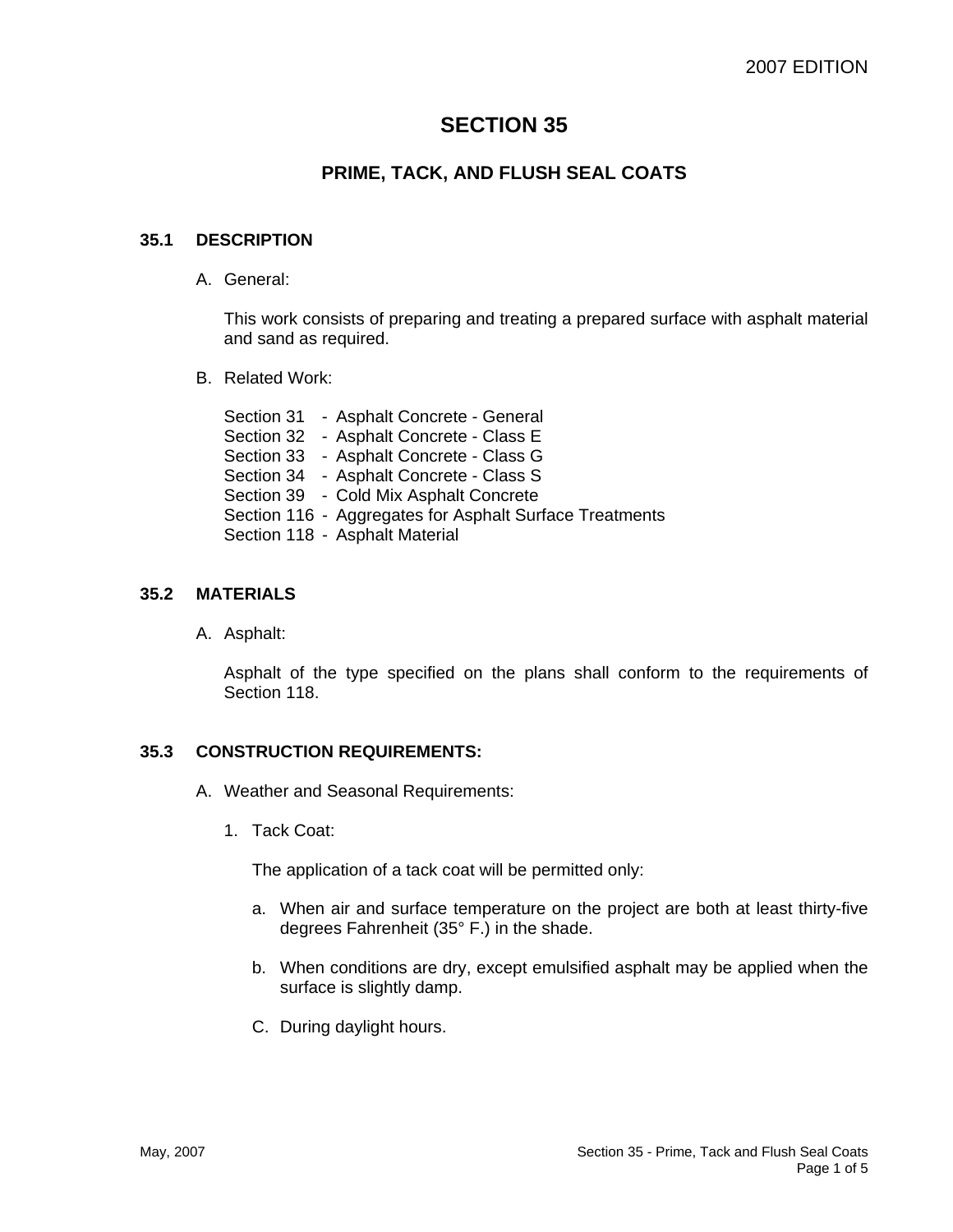# SECTION 35

## PRIME, TACK, AND FLUSH SEAL COATS

### 35.1 DESCRIPTION

A. General:

This work consists of preparing and treating a prepared surface with asphalt material and sand as required.

B. Related Work:

Section 31 - Asphalt Concrete - General
Section 32 - Asphalt Concrete - Class E
Section 33 - Asphalt Concrete - Class G
Section 34 - Asphalt Concrete - Class S
Section 39 - Cold Mix Asphalt Concrete
Section 116 - Aggregates for Asphalt Surface Treatments
Section 118 - Asphalt Material

### 35.2 MATERIALS

A. Asphalt:

Asphalt of the type specified on the plans shall conform to the requirements of Section 118.

### 35.3 CONSTRUCTION REQUIREMENTS:

A. Weather and Seasonal Requirements:

1. Tack Coat:

The application of a tack coat will be permitted only:

a. When air and surface temperature on the project are both at least thirty-five degrees Fahrenheit (35° F.) in the shade.

b. When conditions are dry, except emulsified asphalt may be applied when the surface is slightly damp.

C. During daylight hours.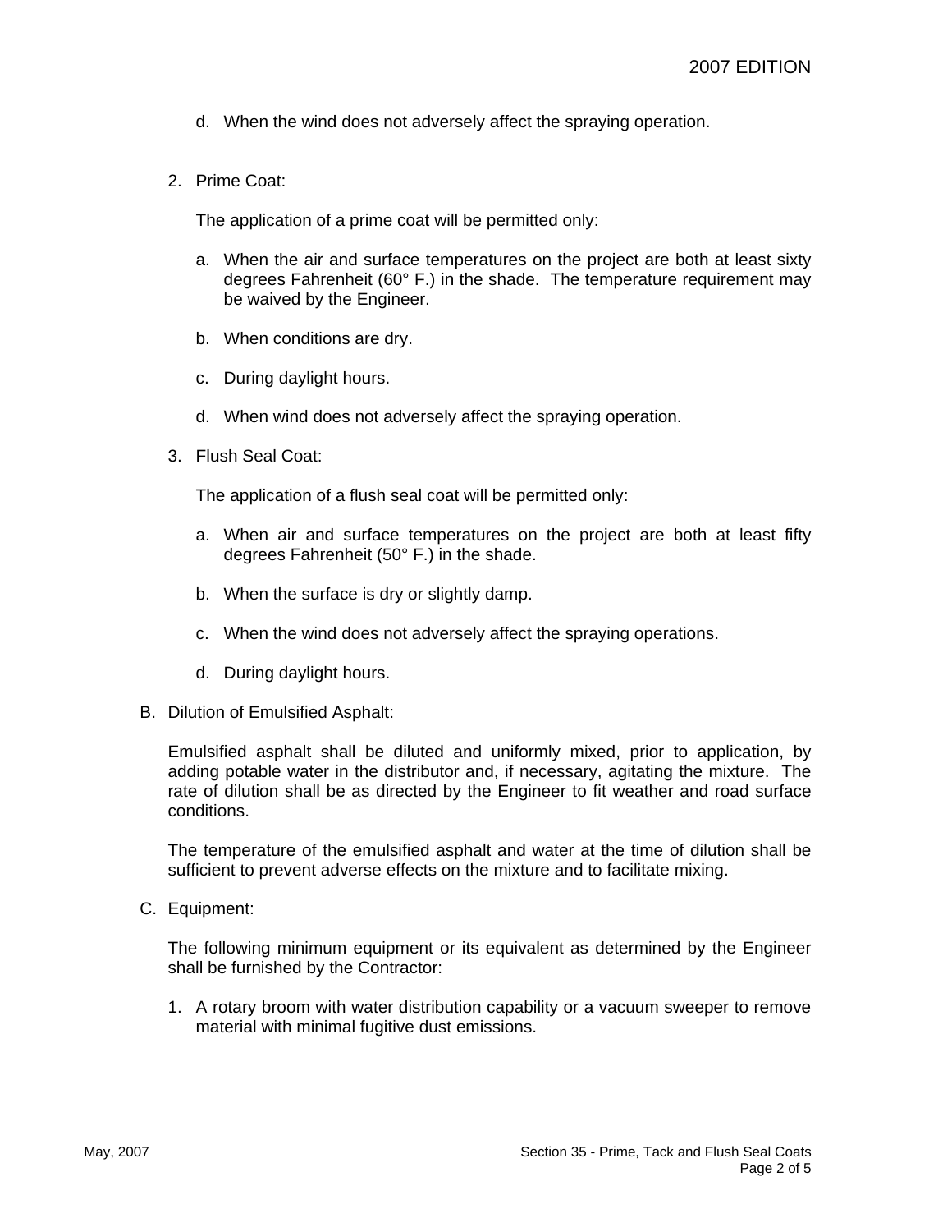d. When the wind does not adversely affect the spraying operation.

2. Prime Coat:

   The application of a prime coat will be permitted only:

   a. When the air and surface temperatures on the project are both at least sixty degrees Fahrenheit (60° F.) in the shade. The temperature requirement may be waived by the Engineer.

   b. When conditions are dry.

   c. During daylight hours.

   d. When wind does not adversely affect the spraying operation.

3. Flush Seal Coat:

   The application of a flush seal coat will be permitted only:

   a. When air and surface temperatures on the project are both at least fifty degrees Fahrenheit (50° F.) in the shade.

   b. When the surface is dry or slightly damp.

   c. When the wind does not adversely affect the spraying operations.

   d. During daylight hours.

B. Dilution of Emulsified Asphalt:

Emulsified asphalt shall be diluted and uniformly mixed, prior to application, by adding potable water in the distributor and, if necessary, agitating the mixture. The rate of dilution shall be as directed by the Engineer to fit weather and road surface conditions.

The temperature of the emulsified asphalt and water at the time of dilution shall be sufficient to prevent adverse effects on the mixture and to facilitate mixing.

C. Equipment:

The following minimum equipment or its equivalent as determined by the Engineer shall be furnished by the Contractor:

1. A rotary broom with water distribution capability or a vacuum sweeper to remove material with minimal fugitive dust emissions.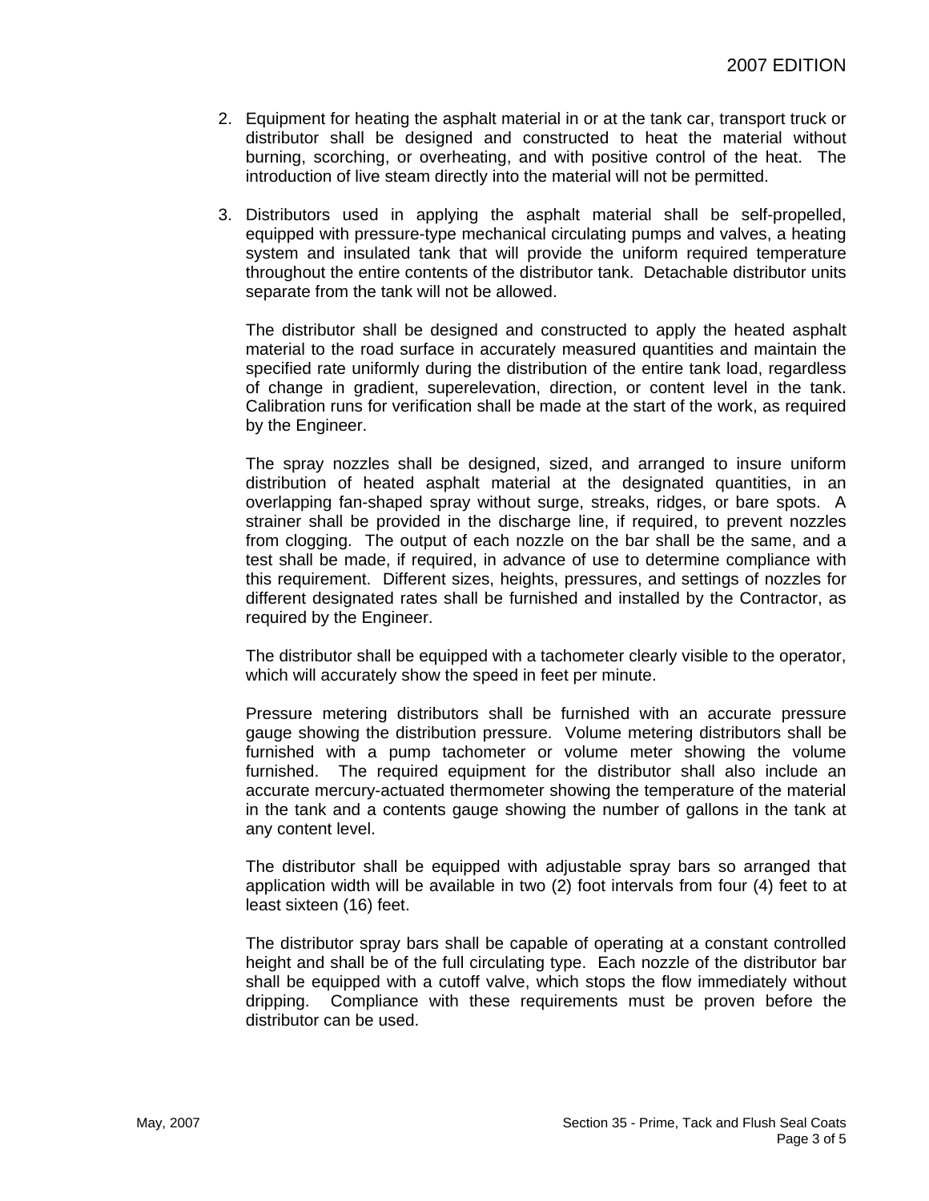2. Equipment for heating the asphalt material in or at the tank car, transport truck or distributor shall be designed and constructed to heat the material without burning, scorching, or overheating, and with positive control of the heat. The introduction of live steam directly into the material will not be permitted.

3. Distributors used in applying the asphalt material shall be self-propelled, equipped with pressure-type mechanical circulating pumps and valves, a heating system and insulated tank that will provide the uniform required temperature throughout the entire contents of the distributor tank. Detachable distributor units separate from the tank will not be allowed.

   The distributor shall be designed and constructed to apply the heated asphalt material to the road surface in accurately measured quantities and maintain the specified rate uniformly during the distribution of the entire tank load, regardless of change in gradient, superelevation, direction, or content level in the tank. Calibration runs for verification shall be made at the start of the work, as required by the Engineer.

   The spray nozzles shall be designed, sized, and arranged to insure uniform distribution of heated asphalt material at the designated quantities, in an overlapping fan-shaped spray without surge, streaks, ridges, or bare spots. A strainer shall be provided in the discharge line, if required, to prevent nozzles from clogging. The output of each nozzle on the bar shall be the same, and a test shall be made, if required, in advance of use to determine compliance with this requirement. Different sizes, heights, pressures, and settings of nozzles for different designated rates shall be furnished and installed by the Contractor, as required by the Engineer.

   The distributor shall be equipped with a tachometer clearly visible to the operator, which will accurately show the speed in feet per minute.

   Pressure metering distributors shall be furnished with an accurate pressure gauge showing the distribution pressure. Volume metering distributors shall be furnished with a pump tachometer or volume meter showing the volume furnished. The required equipment for the distributor shall also include an accurate mercury-actuated thermometer showing the temperature of the material in the tank and a contents gauge showing the number of gallons in the tank at any content level.

   The distributor shall be equipped with adjustable spray bars so arranged that application width will be available in two (2) foot intervals from four (4) feet to at least sixteen (16) feet.

   The distributor spray bars shall be capable of operating at a constant controlled height and shall be of the full circulating type. Each nozzle of the distributor bar shall be equipped with a cutoff valve, which stops the flow immediately without dripping. Compliance with these requirements must be proven before the distributor can be used.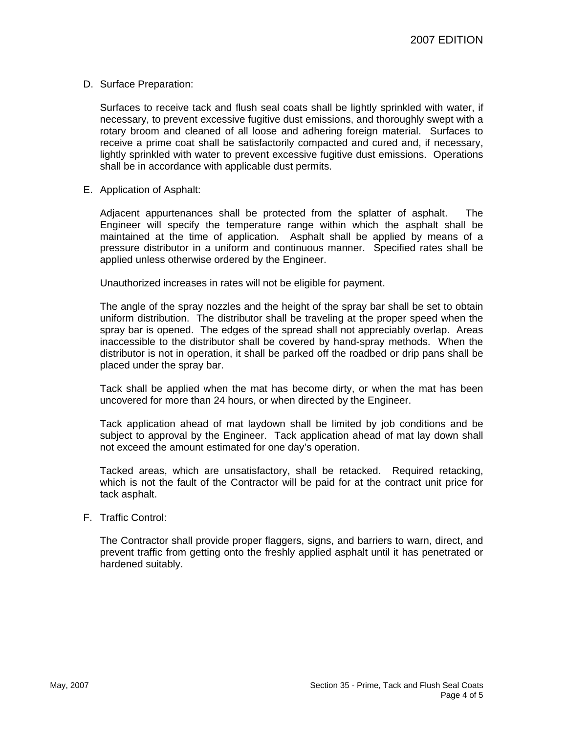D. Surface Preparation:

Surfaces to receive tack and flush seal coats shall be lightly sprinkled with water, if necessary, to prevent excessive fugitive dust emissions, and thoroughly swept with a rotary broom and cleaned of all loose and adhering foreign material. Surfaces to receive a prime coat shall be satisfactorily compacted and cured and, if necessary, lightly sprinkled with water to prevent excessive fugitive dust emissions. Operations shall be in accordance with applicable dust permits.

E. Application of Asphalt:

Adjacent appurtenances shall be protected from the splatter of asphalt. The Engineer will specify the temperature range within which the asphalt shall be maintained at the time of application. Asphalt shall be applied by means of a pressure distributor in a uniform and continuous manner. Specified rates shall be applied unless otherwise ordered by the Engineer.

Unauthorized increases in rates will not be eligible for payment.

The angle of the spray nozzles and the height of the spray bar shall be set to obtain uniform distribution. The distributor shall be traveling at the proper speed when the spray bar is opened. The edges of the spread shall not appreciably overlap. Areas inaccessible to the distributor shall be covered by hand-spray methods. When the distributor is not in operation, it shall be parked off the roadbed or drip pans shall be placed under the spray bar.

Tack shall be applied when the mat has become dirty, or when the mat has been uncovered for more than 24 hours, or when directed by the Engineer.

Tack application ahead of mat laydown shall be limited by job conditions and be subject to approval by the Engineer. Tack application ahead of mat lay down shall not exceed the amount estimated for one day's operation.

Tacked areas, which are unsatisfactory, shall be retacked. Required retacking, which is not the fault of the Contractor will be paid for at the contract unit price for tack asphalt.

F. Traffic Control:

The Contractor shall provide proper flaggers, signs, and barriers to warn, direct, and prevent traffic from getting onto the freshly applied asphalt until it has penetrated or hardened suitably.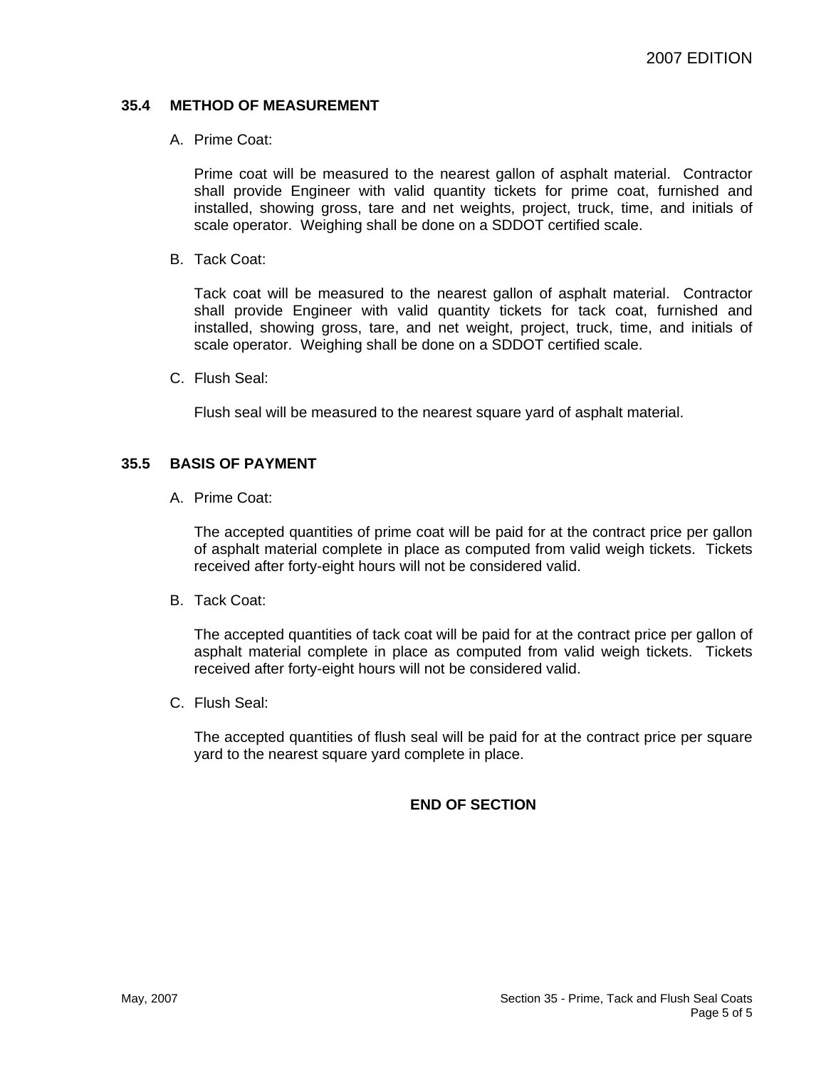## 35.4 METHOD OF MEASUREMENT

A. Prime Coat:

Prime coat will be measured to the nearest gallon of asphalt material. Contractor shall provide Engineer with valid quantity tickets for prime coat, furnished and installed, showing gross, tare and net weights, project, truck, time, and initials of scale operator. Weighing shall be done on a SDDOT certified scale.

B. Tack Coat:

Tack coat will be measured to the nearest gallon of asphalt material. Contractor shall provide Engineer with valid quantity tickets for tack coat, furnished and installed, showing gross, tare, and net weight, project, truck, time, and initials of scale operator. Weighing shall be done on a SDDOT certified scale.

C. Flush Seal:

Flush seal will be measured to the nearest square yard of asphalt material.

## 35.5 BASIS OF PAYMENT

A. Prime Coat:

The accepted quantities of prime coat will be paid for at the contract price per gallon of asphalt material complete in place as computed from valid weigh tickets. Tickets received after forty-eight hours will not be considered valid.

B. Tack Coat:

The accepted quantities of tack coat will be paid for at the contract price per gallon of asphalt material complete in place as computed from valid weigh tickets. Tickets received after forty-eight hours will not be considered valid.

C. Flush Seal:

The accepted quantities of flush seal will be paid for at the contract price per square yard to the nearest square yard complete in place.

**END OF SECTION**